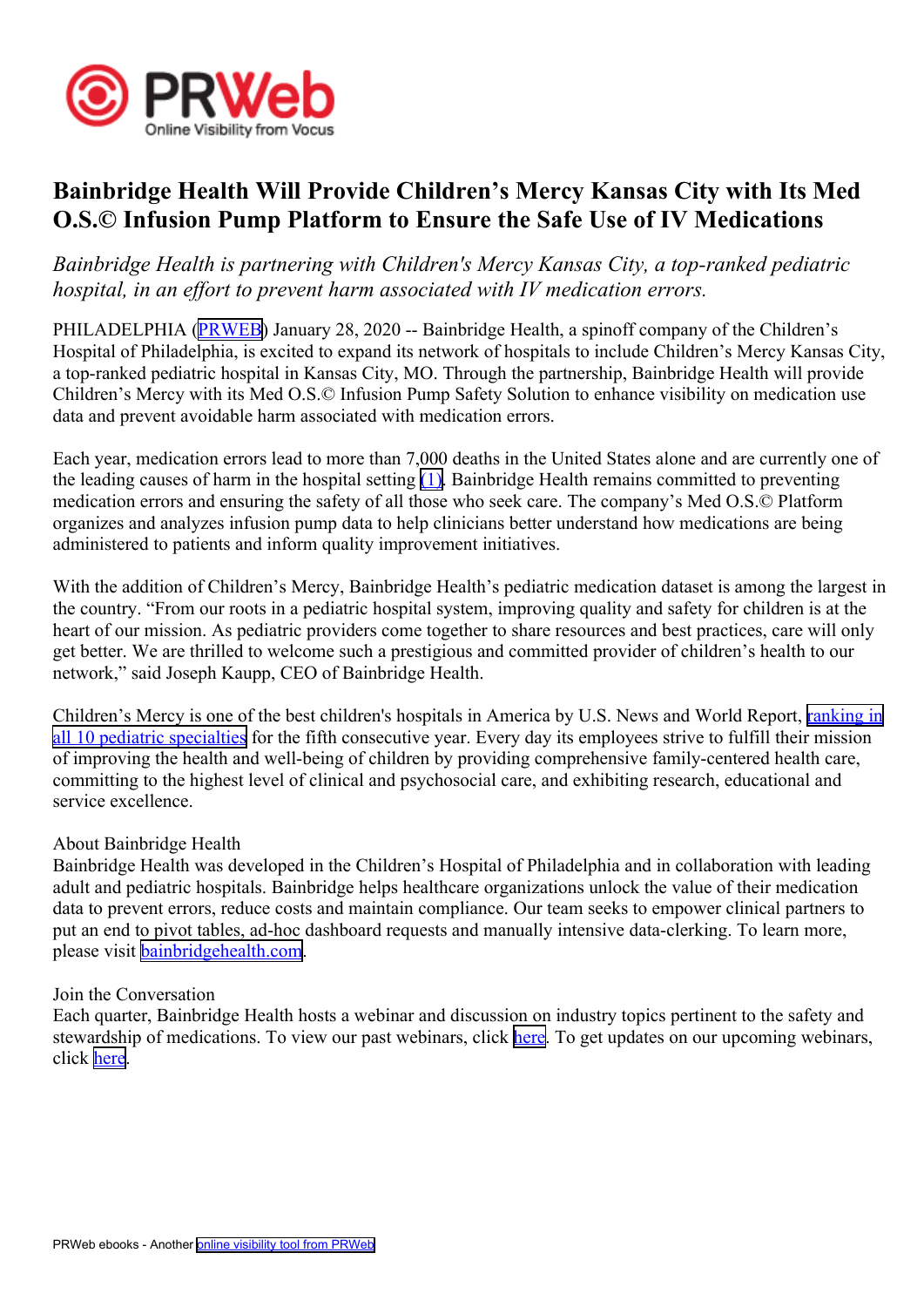# Bainbridge Health Will Provide Children's Mercy Kansas City with Its Med O.S.© Infusion Pump Platform to Ensure the Safe Use of IV Medications

*Bainbridge Health is partnering with Children's Mercy Kansas City, a top-ranked pediatric hospital, in an effort to prevent harm associated with IV medication errors.*

PHILADELPHIA (PRWEB) January 28, 2020 -- Bainbridge Health, a spinoff company of the Children's Hospital of Philadelphia, is excited to expand its network of hospitals to include Children's Mercy Kansas City, a top-ranked pediatric hospital in Kansas City, MO. Through the partnership, Bainbridge Health will provide Children's Mercy with its Med O.S.© Infusion Pump Safety Solution to enhance visibility on medication use data and prevent avoidable harm associated with medication errors.

Each year, medication errors lead to more than 7,000 deaths in the United States alone and are currently one of the leading causes of harm in the hospital setting (1). Bainbridge Health remains committed to preventing medication errors and ensuring the safety of all those who seek care. The company's Med O.S.© Platform organizes and analyzes infusion pump data to help clinicians better understand how medications are being administered to patients and inform quality improvement initiatives.

With the addition of Children's Mercy, Bainbridge Health's pediatric medication dataset is among the largest in the country. "From our roots in a pediatric hospital system, improving quality and safety for children is at the heart of our mission. As pediatric providers come together to share resources and best practices, care will only get better. We are thrilled to welcome such a prestigious and committed provider of children's health to our network," said Joseph Kaupp, CEO of Bainbridge Health.

Children's Mercy is one of the best children's hospitals in America by U.S. News and World Report, ranking in all 10 pediatric specialties for the fifth consecutive year. Every day its employees strive to fulfill their mission of improving the health and well-being of children by providing comprehensive family-centered health care, committing to the highest level of clinical and psychosocial care, and exhibiting research, educational and service excellence.

About Bainbridge Health
Bainbridge Health was developed in the Children's Hospital of Philadelphia and in collaboration with leading adult and pediatric hospitals. Bainbridge helps healthcare organizations unlock the value of their medication data to prevent errors, reduce costs and maintain compliance. Our team seeks to empower clinical partners to put an end to pivot tables, ad-hoc dashboard requests and manually intensive data-clerking. To learn more, please visit bainbridgehealth.com.

Join the Conversation
Each quarter, Bainbridge Health hosts a webinar and discussion on industry topics pertinent to the safety and stewardship of medications. To view our past webinars, click here. To get updates on our upcoming webinars, click here.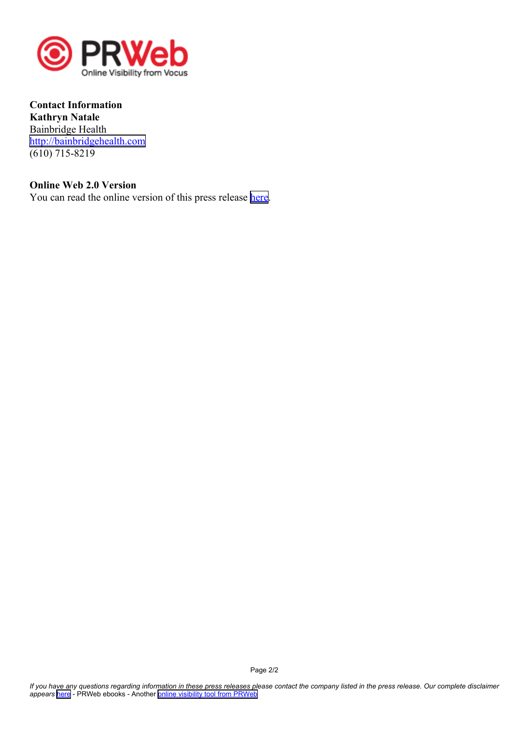**Contact Information**
**Kathryn Natale**
Bainbridge Health
http://bainbridgehealth.com
(610) 715-8219

**Online Web 2.0 Version**
You can read the online version of this press release here.

*If you have any questions regarding information in these press releases please contact the company listed in the press release. Our complete disclaimer appears here* - PRWeb ebooks - Another online visibility tool from PRWeb